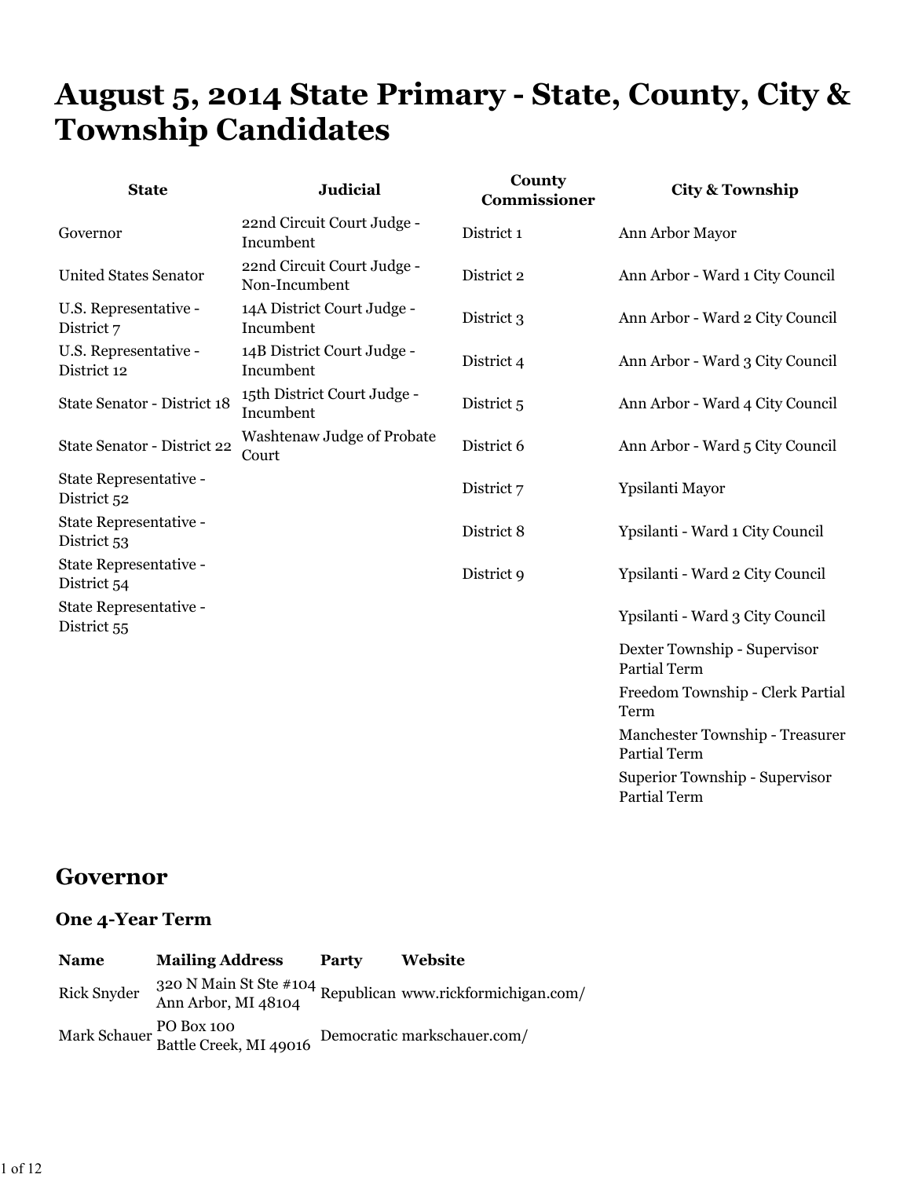# August 5, 2014 State Primary - State, County, City & Township Candidates

| State | Judicial | County Commissioner | City & Township |
| --- | --- | --- | --- |
| Governor | 22nd Circuit Court Judge - Incumbent | District 1 | Ann Arbor Mayor |
| United States Senator | 22nd Circuit Court Judge - Non-Incumbent | District 2 | Ann Arbor - Ward 1 City Council |
| U.S. Representative - District 7 | 14A District Court Judge - Incumbent | District 3 | Ann Arbor - Ward 2 City Council |
| U.S. Representative - District 12 | 14B District Court Judge - Incumbent | District 4 | Ann Arbor - Ward 3 City Council |
| State Senator - District 18 | 15th District Court Judge - Incumbent | District 5 | Ann Arbor - Ward 4 City Council |
| State Senator - District 22 | Washtenaw Judge of Probate Court | District 6 | Ann Arbor - Ward 5 City Council |
| State Representative - District 52 | | District 7 | Ypsilanti Mayor |
| State Representative - District 53 | | District 8 | Ypsilanti - Ward 1 City Council |
| State Representative - District 54 | | District 9 | Ypsilanti - Ward 2 City Council |
| State Representative - District 55 | | | Ypsilanti - Ward 3 City Council |
| | | | Dexter Township - Supervisor Partial Term |
| | | | Freedom Township - Clerk Partial Term |
| | | | Manchester Township - Treasurer Partial Term |
| | | | Superior Township - Supervisor Partial Term |

## Governor

### One 4-Year Term

| Name | Mailing Address | Party | Website |
| --- | --- | --- | --- |
| Rick Snyder | 320 N Main St Ste #104 Ann Arbor, MI 48104 | Republican | www.rickformichigan.com/ |
| Mark Schauer | PO Box 100 Battle Creek, MI 49016 | Democratic | markschauer.com/ |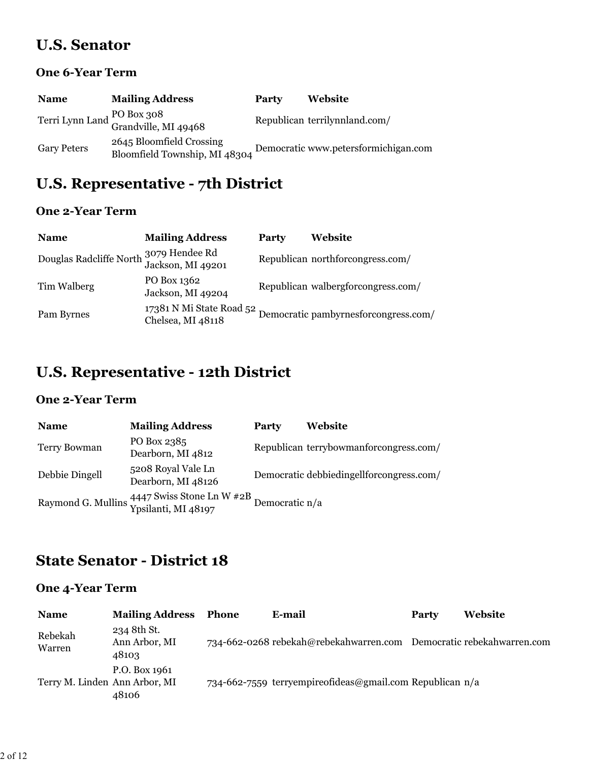## U.S. Senator

### One 6-Year Term

| Name | Mailing Address | Party | Website |
| --- | --- | --- | --- |
| Terri Lynn Land | PO Box 308<br>Grandville, MI 49468 | Republican | terrilynnland.com/ |
| Gary Peters | 2645 Bloomfield Crossing<br>Bloomfield Township, MI 48304 | Democratic | www.petersformichigan.com |

## U.S. Representative - 7th District

### One 2-Year Term

| Name | Mailing Address | Party | Website |
| --- | --- | --- | --- |
| Douglas Radcliffe North | 3079 Hendee Rd<br>Jackson, MI 49201 | Republican | northforcongress.com/ |
| Tim Walberg | PO Box 1362<br>Jackson, MI 49204 | Republican | walbergforcongress.com/ |
| Pam Byrnes | 17381 N Mi State Road 52<br>Chelsea, MI 48118 | Democratic | pambyrnesforcongress.com/ |

## U.S. Representative - 12th District

### One 2-Year Term

| Name | Mailing Address | Party | Website |
| --- | --- | --- | --- |
| Terry Bowman | PO Box 2385<br>Dearborn, MI 4812 | Republican | terrybowmanforcongress.com/ |
| Debbie Dingell | 5208 Royal Vale Ln<br>Dearborn, MI 48126 | Democratic | debbiedingellforcongress.com/ |
| Raymond G. Mullins | 4447 Swiss Stone Ln W #2B<br>Ypsilanti, MI 48197 | Democratic | n/a |

## State Senator - District 18

### One 4-Year Term

| Name | Mailing Address | Phone | E-mail | Party | Website |
| --- | --- | --- | --- | --- | --- |
| Rebekah Warren | 234 8th St.<br>Ann Arbor, MI 48103 | 734-662-0268 | rebekah@rebekahwarren.com | Democratic | rebekahwarren.com |
| Terry M. Linden | P.O. Box 1961<br>Ann Arbor, MI 48106 | 734-662-7559 | terryempireofideas@gmail.com | Republican | n/a |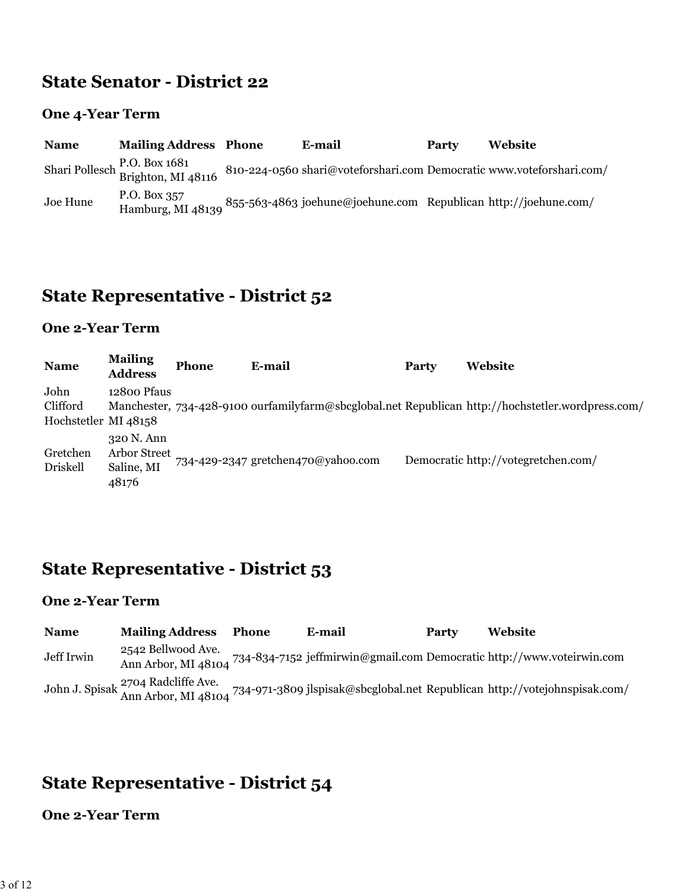## State Senator - District 22

### One 4-Year Term

| Name | Mailing Address | Phone | E-mail | Party | Website |
| --- | --- | --- | --- | --- | --- |
| Shari Pollesch | P.O. Box 1681 Brighton, MI 48116 | 810-224-0560 | shari@voteforshari.com | Democratic | www.voteforshari.com/ |
| Joe Hune | P.O. Box 357 Hamburg, MI 48139 | 855-563-4863 | joehune@joehune.com | Republican | http://joehune.com/ |

## State Representative - District 52

### One 2-Year Term

| Name | Mailing Address | Phone | E-mail | Party | Website |
| --- | --- | --- | --- | --- | --- |
| John Clifford Hochstetler | 12800 Pfaus Manchester, MI 48158 | 734-428-9100 | ourfamilyfarm@sbcglobal.net | Republican | http://hochstetler.wordpress.com/ |
| Gretchen Driskell | 320 N. Ann Arbor Street Saline, MI 48176 | 734-429-2347 | gretchen470@yahoo.com | Democratic | http://votegretchen.com/ |

## State Representative - District 53

### One 2-Year Term

| Name | Mailing Address | Phone | E-mail | Party | Website |
| --- | --- | --- | --- | --- | --- |
| Jeff Irwin | 2542 Bellwood Ave. Ann Arbor, MI 48104 | 734-834-7152 | jeffmirwin@gmail.com | Democratic | http://www.voteirwin.com |
| John J. Spisak | 2704 Radcliffe Ave. Ann Arbor, MI 48104 | 734-971-3809 | jlspisak@sbcglobal.net | Republican | http://votejohnspisak.com/ |

## State Representative - District 54

### One 2-Year Term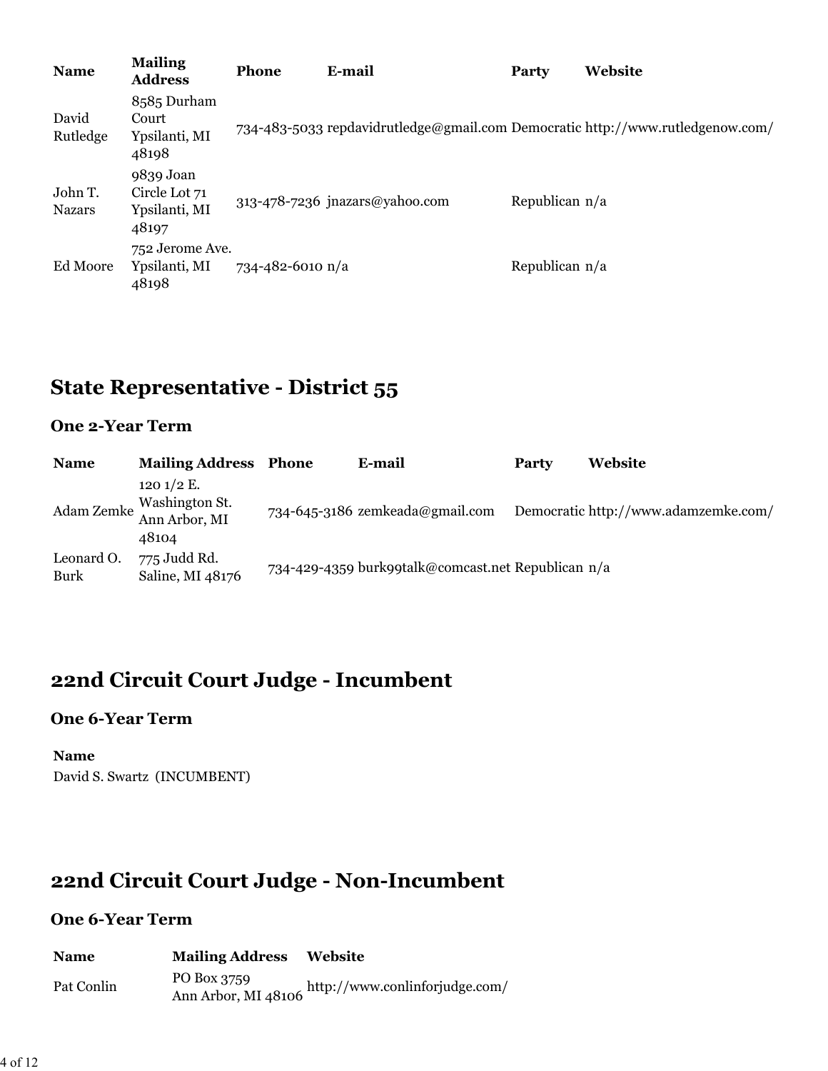| Name | Mailing Address | Phone | E-mail | Party | Website |
| --- | --- | --- | --- | --- | --- |
| David Rutledge | 8585 Durham Court Ypsilanti, MI 48198 | 734-483-5033 | repdavidrutledge@gmail.com | Democratic | http://www.rutledgenow.com/ |
| John T. Nazars | 9839 Joan Circle Lot 71 Ypsilanti, MI 48197 | 313-478-7236 | jnazars@yahoo.com | Republican | n/a |
| Ed Moore | 752 Jerome Ave. Ypsilanti, MI 48198 | 734-482-6010 | n/a | Republican | n/a |

## State Representative - District 55

### One 2-Year Term

| Name | Mailing Address | Phone | E-mail | Party | Website |
| --- | --- | --- | --- | --- | --- |
| Adam Zemke | 120 1/2 E. Washington St. Ann Arbor, MI 48104 | 734-645-3186 | zemkeada@gmail.com | Democratic | http://www.adamzemke.com/ |
| Leonard O. Burk | 775 Judd Rd. Saline, MI 48176 | 734-429-4359 | burk99talk@comcast.net | Republican | n/a |

## 22nd Circuit Court Judge - Incumbent

### One 6-Year Term

| Name |
| --- |
| David S. Swartz (INCUMBENT) |

## 22nd Circuit Court Judge - Non-Incumbent

### One 6-Year Term

| Name | Mailing Address | Website |
| --- | --- | --- |
| Pat Conlin | PO Box 3759 Ann Arbor, MI 48106 | http://www.conlinforjudge.com/ |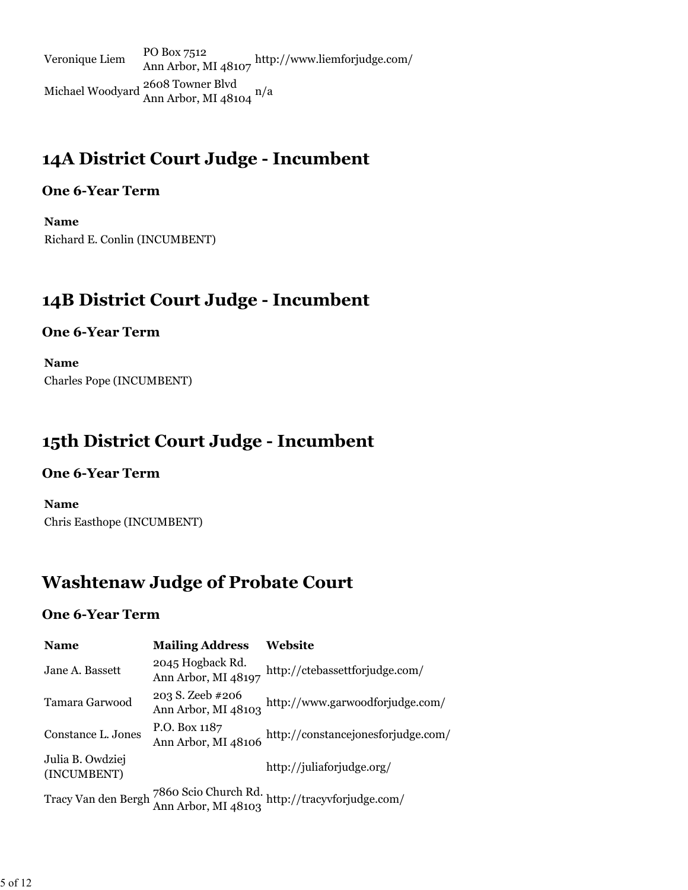| | | |
|---|---|---|
| Veronique Liem | PO Box 7512<br>Ann Arbor, MI 48107 | http://www.liemforjudge.com/ |
| Michael Woodyard | 2608 Towner Blvd<br>Ann Arbor, MI 48104 | n/a |

## 14A District Court Judge - Incumbent

### One 6-Year Term

| Name |
|---|
| Richard E. Conlin (INCUMBENT) |

## 14B District Court Judge - Incumbent

### One 6-Year Term

| Name |
|---|
| Charles Pope (INCUMBENT) |

## 15th District Court Judge - Incumbent

### One 6-Year Term

| Name |
|---|
| Chris Easthope (INCUMBENT) |

## Washtenaw Judge of Probate Court

### One 6-Year Term

| Name | Mailing Address | Website |
|---|---|---|
| Jane A. Bassett | 2045 Hogback Rd.<br>Ann Arbor, MI 48197 | http://ctebassettforjudge.com/ |
| Tamara Garwood | 203 S. Zeeb #206<br>Ann Arbor, MI 48103 | http://www.garwoodforjudge.com/ |
| Constance L. Jones | P.O. Box 1187<br>Ann Arbor, MI 48106 | http://constancejonesforjudge.com/ |
| Julia B. Owdziej (INCUMBENT) | | http://juliaforjudge.org/ |
| Tracy Van den Bergh | 7860 Scio Church Rd.<br>Ann Arbor, MI 48103 | http://tracyvforjudge.com/ |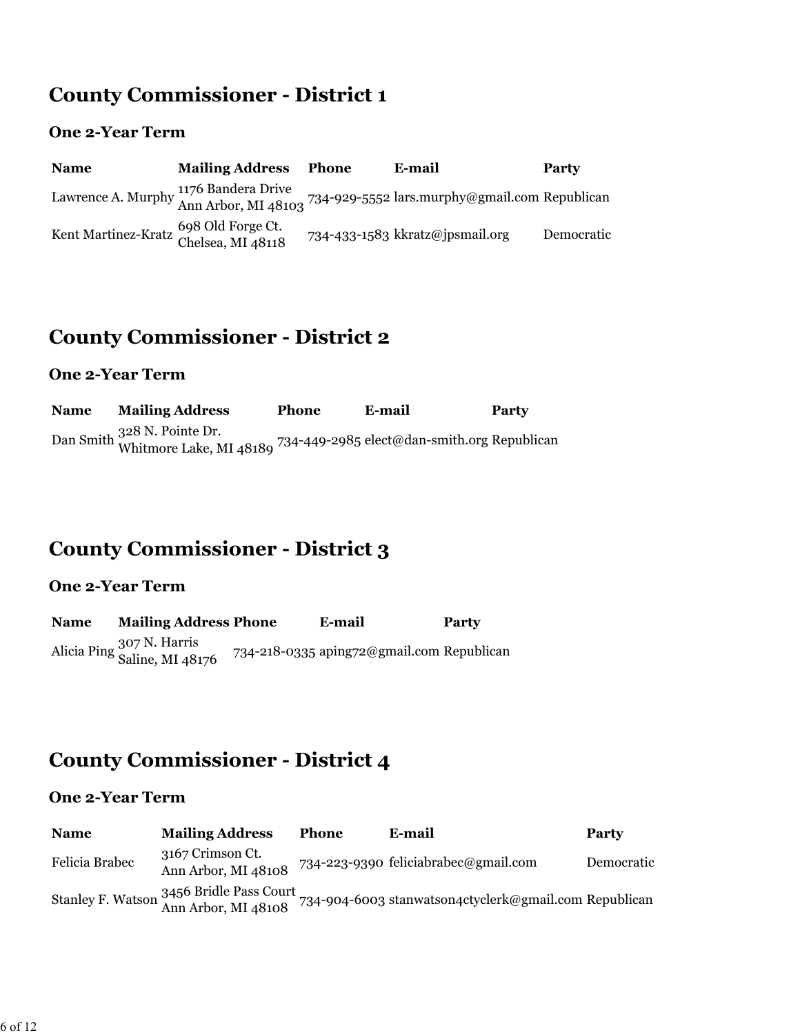## County Commissioner - District 1

### One 2-Year Term

| Name | Mailing Address | Phone | E-mail | Party |
|---|---|---|---|---|
| Lawrence A. Murphy | 1176 Bandera Drive Ann Arbor, MI 48103 | 734-929-5552 | lars.murphy@gmail.com | Republican |
| Kent Martinez-Kratz | 698 Old Forge Ct. Chelsea, MI 48118 | 734-433-1583 | kkratz@jpsmail.org | Democratic |

## County Commissioner - District 2

### One 2-Year Term

| Name | Mailing Address | Phone | E-mail | Party |
|---|---|---|---|---|
| Dan Smith | 328 N. Pointe Dr. Whitmore Lake, MI 48189 | 734-449-2985 | elect@dan-smith.org | Republican |

## County Commissioner - District 3

### One 2-Year Term

| Name | Mailing Address | Phone | E-mail | Party |
|---|---|---|---|---|
| Alicia Ping | 307 N. Harris Saline, MI 48176 | 734-218-0335 | aping72@gmail.com | Republican |

## County Commissioner - District 4

### One 2-Year Term

| Name | Mailing Address | Phone | E-mail | Party |
|---|---|---|---|---|
| Felicia Brabec | 3167 Crimson Ct. Ann Arbor, MI 48108 | 734-223-9390 | feliciabrabec@gmail.com | Democratic |
| Stanley F. Watson | 3456 Bridle Pass Court Ann Arbor, MI 48108 | 734-904-6003 | stanwatson4ctyclerk@gmail.com | Republican |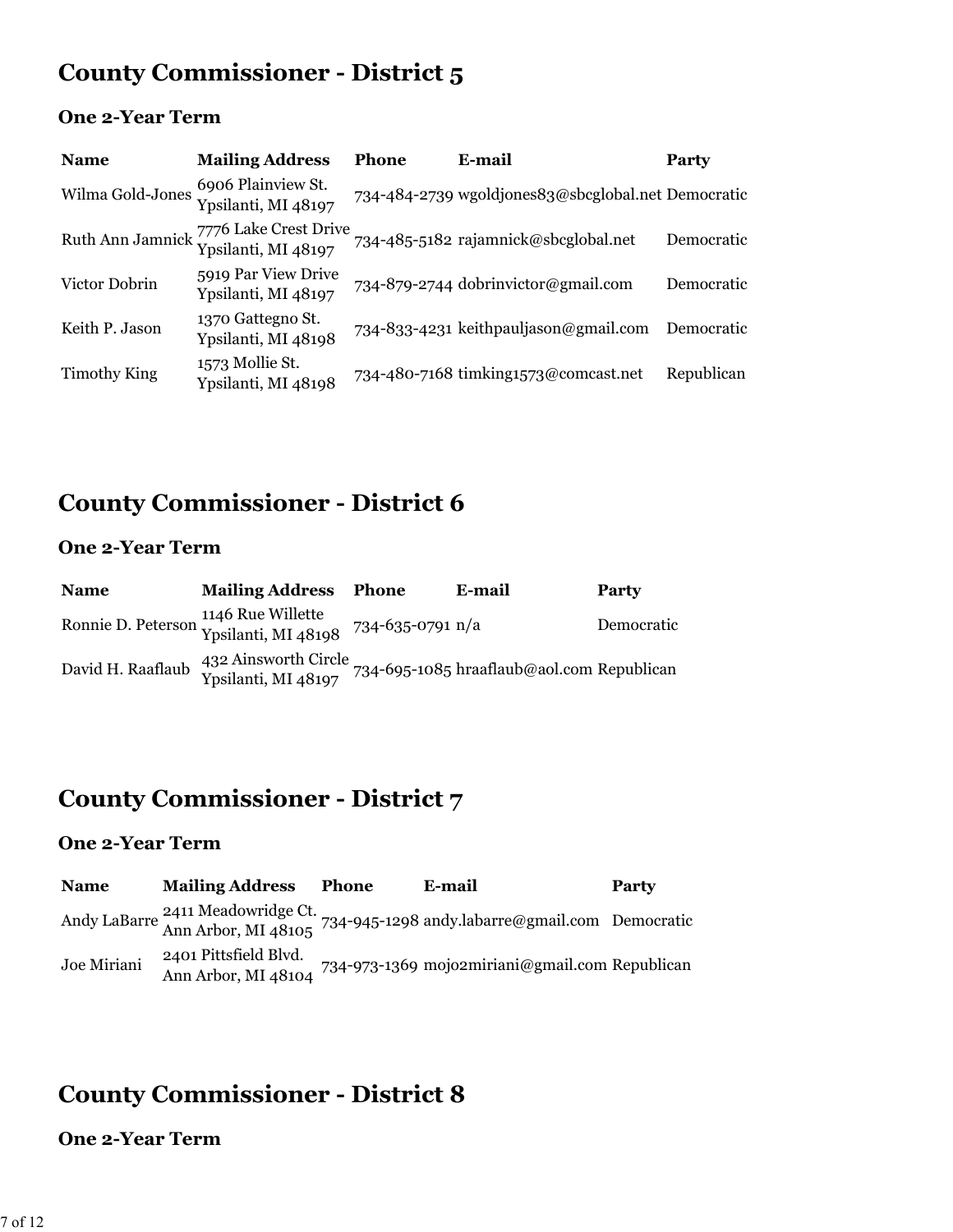## County Commissioner - District 5

### One 2-Year Term

| Name | Mailing Address | Phone | E-mail | Party |
|---|---|---|---|---|
| Wilma Gold-Jones | 6906 Plainview St. Ypsilanti, MI 48197 | 734-484-2739 | wgoldjones83@sbcglobal.net | Democratic |
| Ruth Ann Jamnick | 7776 Lake Crest Drive Ypsilanti, MI 48197 | 734-485-5182 | rajamnick@sbcglobal.net | Democratic |
| Victor Dobrin | 5919 Par View Drive Ypsilanti, MI 48197 | 734-879-2744 | dobrinvictor@gmail.com | Democratic |
| Keith P. Jason | 1370 Gattegno St. Ypsilanti, MI 48198 | 734-833-4231 | keithpauljason@gmail.com | Democratic |
| Timothy King | 1573 Mollie St. Ypsilanti, MI 48198 | 734-480-7168 | timking1573@comcast.net | Republican |

## County Commissioner - District 6

### One 2-Year Term

| Name | Mailing Address | Phone | E-mail | Party |
|---|---|---|---|---|
| Ronnie D. Peterson | 1146 Rue Willette Ypsilanti, MI 48198 | 734-635-0791 | n/a | Democratic |
| David H. Raaflaub | 432 Ainsworth Circle Ypsilanti, MI 48197 | 734-695-1085 | hraaflaub@aol.com | Republican |

## County Commissioner - District 7

### One 2-Year Term

| Name | Mailing Address | Phone | E-mail | Party |
|---|---|---|---|---|
| Andy LaBarre | 2411 Meadowridge Ct. Ann Arbor, MI 48105 | 734-945-1298 | andy.labarre@gmail.com | Democratic |
| Joe Miriani | 2401 Pittsfield Blvd. Ann Arbor, MI 48104 | 734-973-1369 | mojo2miriani@gmail.com | Republican |

## County Commissioner - District 8

### One 2-Year Term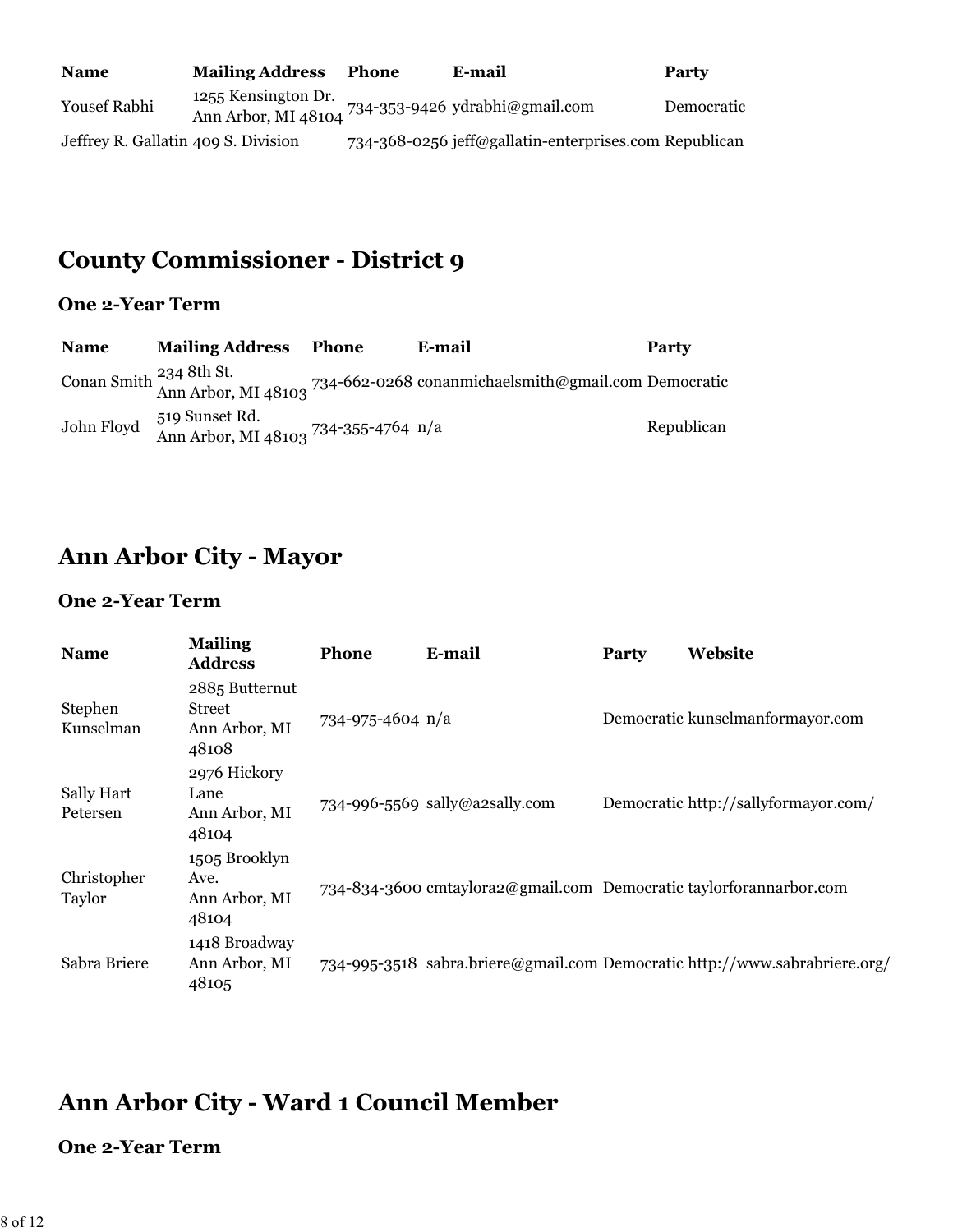| Name | Mailing Address | Phone | E-mail | Party |
|---|---|---|---|---|
| Yousef Rabhi | 1255 Kensington Dr. Ann Arbor, MI 48104 | 734-353-9426 | ydrabhi@gmail.com | Democratic |
| Jeffrey R. Gallatin | 409 S. Division | 734-368-0256 | jeff@gallatin-enterprises.com | Republican |

## County Commissioner - District 9

### One 2-Year Term

| Name | Mailing Address | Phone | E-mail | Party |
|---|---|---|---|---|
| Conan Smith | 234 8th St. Ann Arbor, MI 48103 | 734-662-0268 | conanmichaelsmith@gmail.com | Democratic |
| John Floyd | 519 Sunset Rd. Ann Arbor, MI 48103 | 734-355-4764 | n/a | Republican |

## Ann Arbor City - Mayor

### One 2-Year Term

| Name | Mailing Address | Phone | E-mail | Party | Website |
|---|---|---|---|---|---|
| Stephen Kunselman | 2885 Butternut Street Ann Arbor, MI 48108 | 734-975-4604 | n/a | Democratic | kunselmanformayor.com |
| Sally Hart Petersen | 2976 Hickory Lane Ann Arbor, MI 48104 | 734-996-5569 | sally@a2sally.com | Democratic | http://sallyformayor.com/ |
| Christopher Taylor | 1505 Brooklyn Ave. Ann Arbor, MI 48104 | 734-834-3600 | cmtaylora2@gmail.com | Democratic | taylorforannarbor.com |
| Sabra Briere | 1418 Broadway Ann Arbor, MI 48105 | 734-995-3518 | sabra.briere@gmail.com | Democratic | http://www.sabrabriere.org/ |

## Ann Arbor City - Ward 1 Council Member

### One 2-Year Term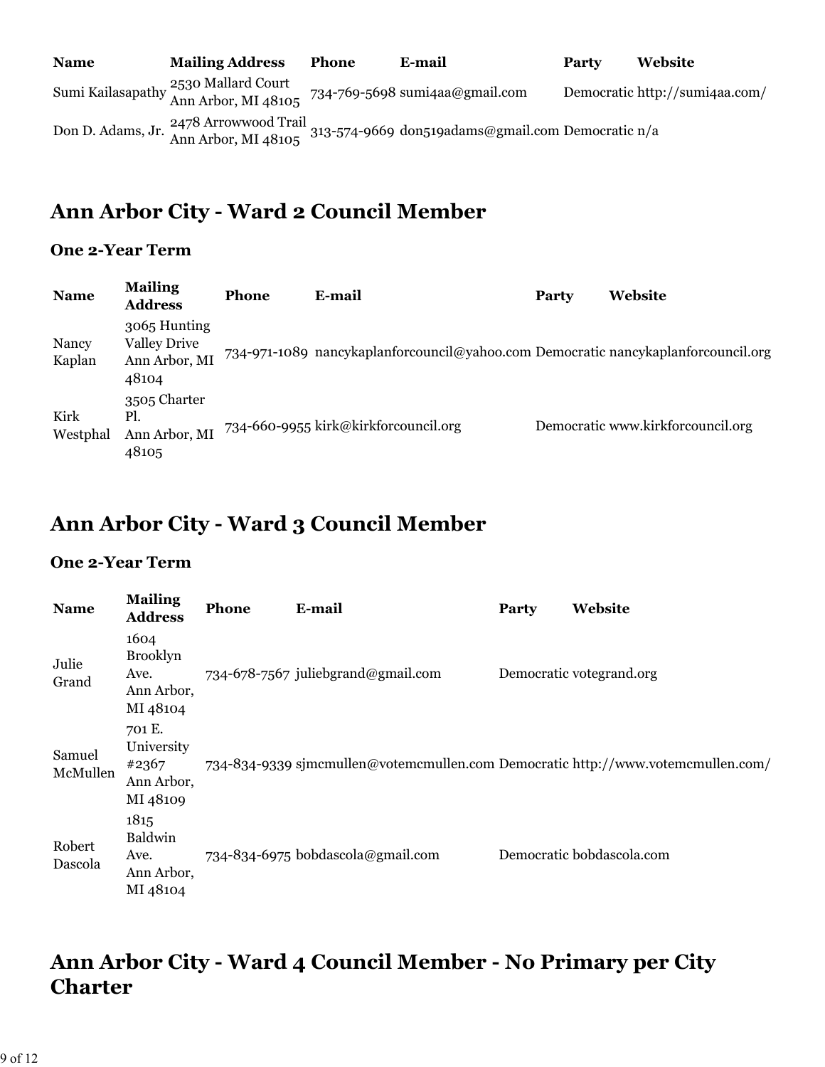| Name | Mailing Address | Phone | E-mail | Party | Website |
| --- | --- | --- | --- | --- | --- |
| Sumi Kailasapathy | 2530 Mallard Court Ann Arbor, MI 48105 | 734-769-5698 | sumi4aa@gmail.com | Democratic | http://sumi4aa.com/ |
| Don D. Adams, Jr. | 2478 Arrowwood Trail Ann Arbor, MI 48105 | 313-574-9669 | don519adams@gmail.com | Democratic | n/a |

## Ann Arbor City - Ward 2 Council Member

### One 2-Year Term

| Name | Mailing Address | Phone | E-mail | Party | Website |
| --- | --- | --- | --- | --- | --- |
| Nancy Kaplan | 3065 Hunting Valley Drive Ann Arbor, MI 48104 | 734-971-1089 | nancykaplanforcouncil@yahoo.com | Democratic | nancykaplanforcouncil.org |
| Kirk Westphal | 3505 Charter Pl. Ann Arbor, MI 48105 | 734-660-9955 | kirk@kirkforcouncil.org | Democratic | www.kirkforcouncil.org |

## Ann Arbor City - Ward 3 Council Member

### One 2-Year Term

| Name | Mailing Address | Phone | E-mail | Party | Website |
| --- | --- | --- | --- | --- | --- |
| Julie Grand | 1604 Brooklyn Ave. Ann Arbor, MI 48104 | 734-678-7567 | juliebgrand@gmail.com | Democratic | votegrand.org |
| Samuel McMullen | 701 E. University #2367 Ann Arbor, MI 48109 | 734-834-9339 | sjmcmullen@votemcmullen.com | Democratic | http://www.votemcmullen.com/ |
| Robert Dascola | 1815 Baldwin Ave. Ann Arbor, MI 48104 | 734-834-6975 | bobdascola@gmail.com | Democratic | bobdascola.com |

## Ann Arbor City - Ward 4 Council Member - No Primary per City Charter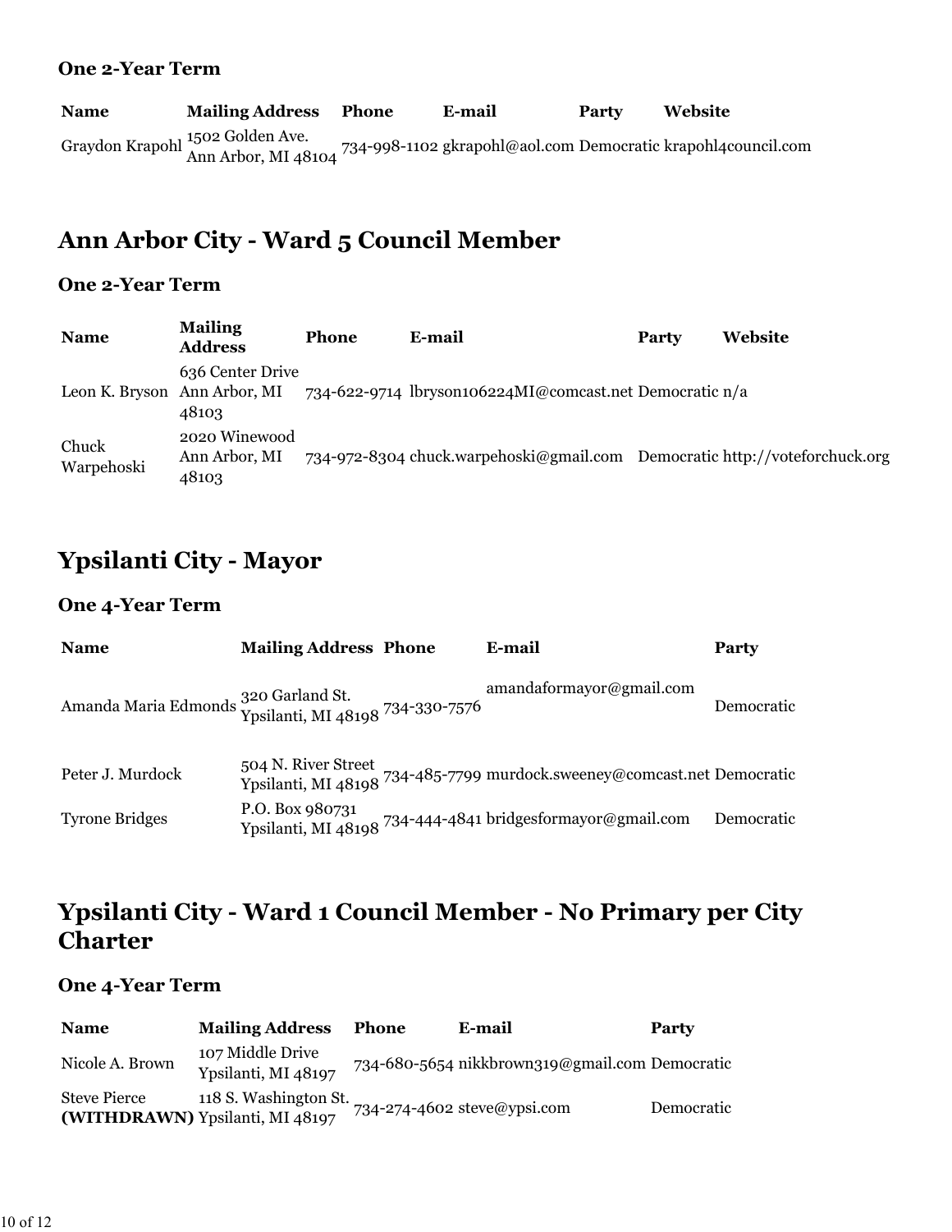### One 2-Year Term

| Name | Mailing Address | Phone | E-mail | Party | Website |
|---|---|---|---|---|---|
| Graydon Krapohl | 1502 Golden Ave. Ann Arbor, MI 48104 | 734-998-1102 | gkrapohl@aol.com | Democratic | krapohl4council.com |

## Ann Arbor City - Ward 5 Council Member

### One 2-Year Term

| Name | Mailing Address | Phone | E-mail | Party | Website |
|---|---|---|---|---|---|
| Leon K. Bryson | 636 Center Drive Ann Arbor, MI 48103 | 734-622-9714 | lbryson106224MI@comcast.net | Democratic | n/a |
| Chuck Warpehoski | 2020 Winewood Ann Arbor, MI 48103 | 734-972-8304 | chuck.warpehoski@gmail.com | Democratic | http://voteforchuck.org |

## Ypsilanti City - Mayor

### One 4-Year Term

| Name | Mailing Address | Phone | E-mail | Party |
|---|---|---|---|---|
| Amanda Maria Edmonds | 320 Garland St. Ypsilanti, MI 48198 | 734-330-7576 | amandaformayor@gmail.com | Democratic |
| Peter J. Murdock | 504 N. River Street Ypsilanti, MI 48198 | 734-485-7799 | murdock.sweeney@comcast.net | Democratic |
| Tyrone Bridges | P.O. Box 980731 Ypsilanti, MI 48198 | 734-444-4841 | bridgesformayor@gmail.com | Democratic |

## Ypsilanti City - Ward 1 Council Member - No Primary per City Charter

### One 4-Year Term

| Name | Mailing Address | Phone | E-mail | Party |
|---|---|---|---|---|
| Nicole A. Brown | 107 Middle Drive Ypsilanti, MI 48197 | 734-680-5654 | nikkbrown319@gmail.com | Democratic |
| Steve Pierce **(WITHDRAWN)** | 118 S. Washington St. Ypsilanti, MI 48197 | 734-274-4602 | steve@ypsi.com | Democratic |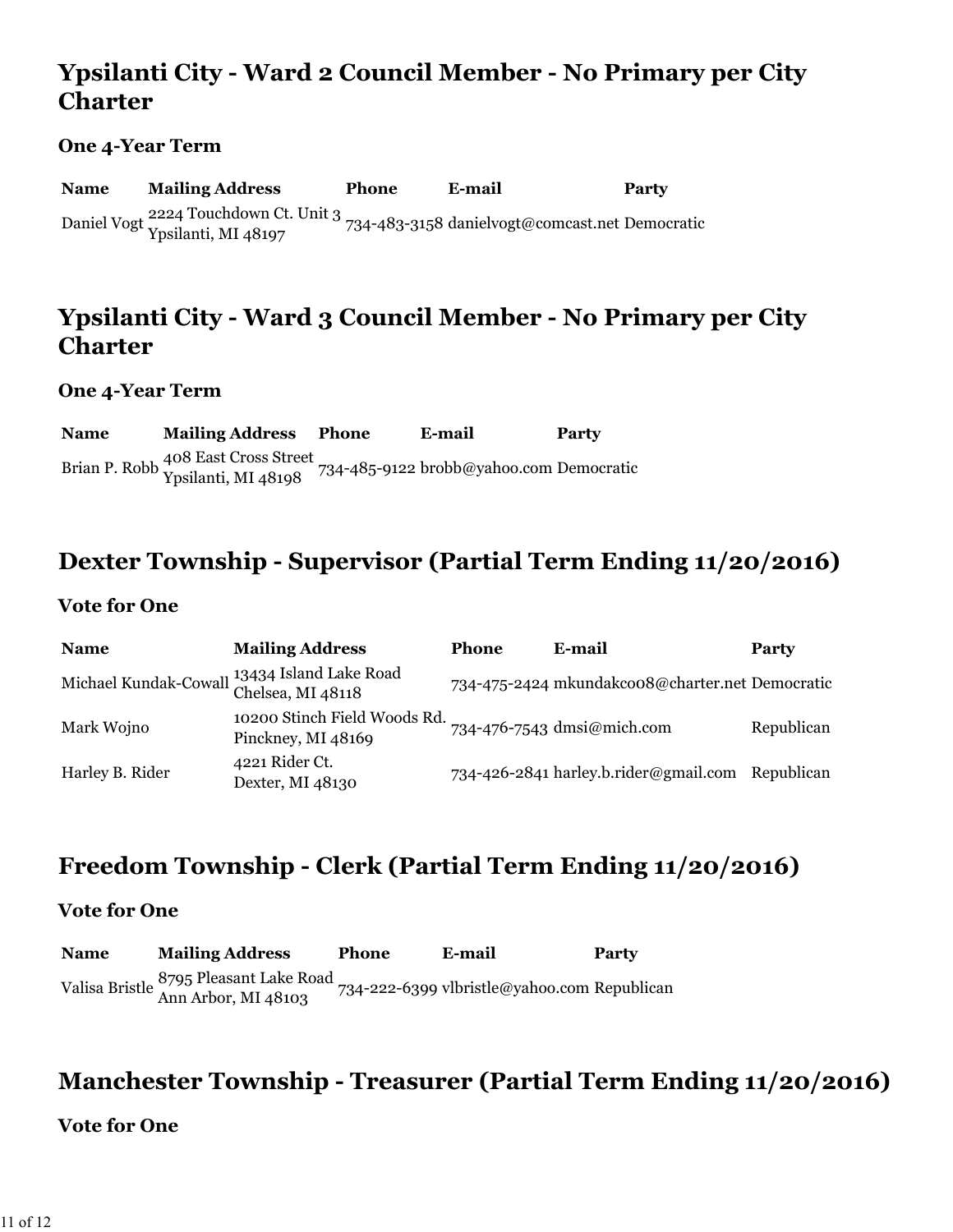## Ypsilanti City - Ward 2 Council Member - No Primary per City Charter

### One 4-Year Term

| Name | Mailing Address | Phone | E-mail | Party |
| --- | --- | --- | --- | --- |
| Daniel Vogt | 2224 Touchdown Ct. Unit 3 Ypsilanti, MI 48197 | 734-483-3158 | danielvogt@comcast.net | Democratic |

## Ypsilanti City - Ward 3 Council Member - No Primary per City Charter

### One 4-Year Term

| Name | Mailing Address | Phone | E-mail | Party |
| --- | --- | --- | --- | --- |
| Brian P. Robb | 408 East Cross Street Ypsilanti, MI 48198 | 734-485-9122 | brobb@yahoo.com | Democratic |

## Dexter Township - Supervisor (Partial Term Ending 11/20/2016)

### Vote for One

| Name | Mailing Address | Phone | E-mail | Party |
| --- | --- | --- | --- | --- |
| Michael Kundak-Cowall | 13434 Island Lake Road Chelsea, MI 48118 | 734-475-2424 | mkundakco08@charter.net | Democratic |
| Mark Wojno | 10200 Stinch Field Woods Rd. Pinckney, MI 48169 | 734-476-7543 | dmsi@mich.com | Republican |
| Harley B. Rider | 4221 Rider Ct. Dexter, MI 48130 | 734-426-2841 | harley.b.rider@gmail.com | Republican |

## Freedom Township - Clerk (Partial Term Ending 11/20/2016)

### Vote for One

| Name | Mailing Address | Phone | E-mail | Party |
| --- | --- | --- | --- | --- |
| Valisa Bristle | 8795 Pleasant Lake Road Ann Arbor, MI 48103 | 734-222-6399 | vlbristle@yahoo.com | Republican |

## Manchester Township - Treasurer (Partial Term Ending 11/20/2016)

### Vote for One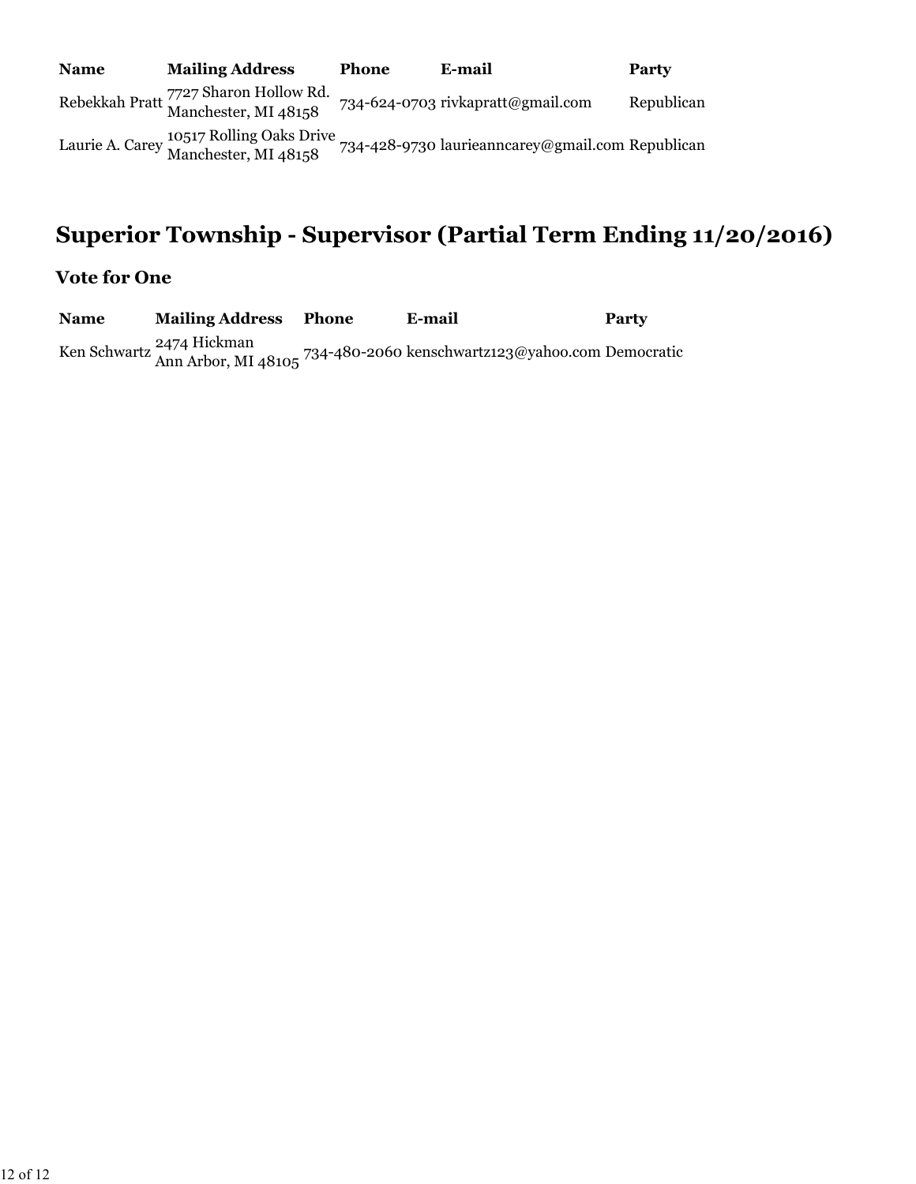| Name | Mailing Address | Phone | E-mail | Party |
|---|---|---|---|---|
| Rebekkah Pratt | 7727 Sharon Hollow Rd. Manchester, MI 48158 | 734-624-0703 | rivkapratt@gmail.com | Republican |
| Laurie A. Carey | 10517 Rolling Oaks Drive Manchester, MI 48158 | 734-428-9730 | laurieanncarey@gmail.com | Republican |

## Superior Township - Supervisor (Partial Term Ending 11/20/2016)

### Vote for One

| Name | Mailing Address | Phone | E-mail | Party |
|---|---|---|---|---|
| Ken Schwartz | 2474 Hickman Ann Arbor, MI 48105 | 734-480-2060 | kenschwartz123@yahoo.com | Democratic |